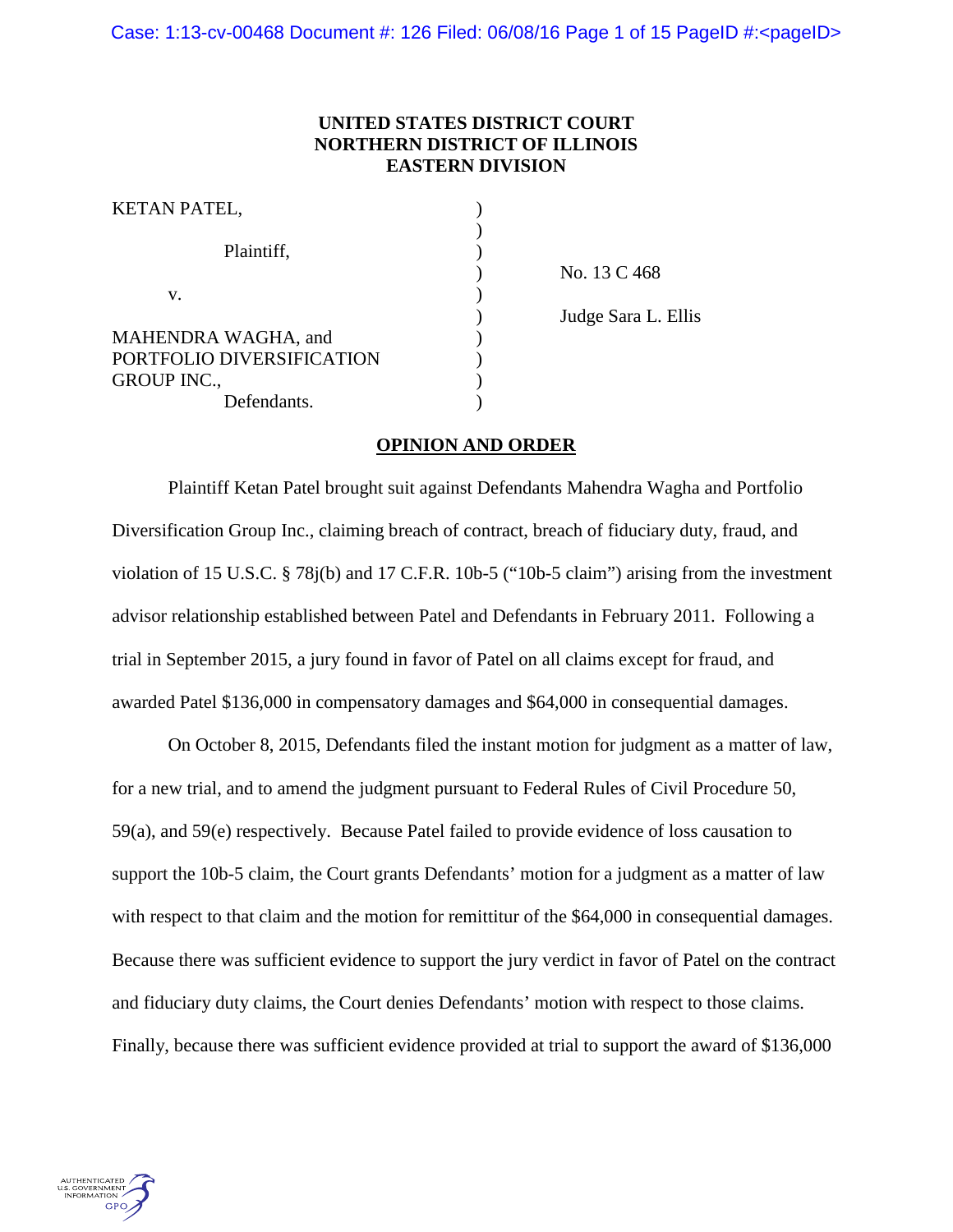**UNITED STATES DISTRICT COURT**
**NORTHERN DISTRICT OF ILLINOIS**
**EASTERN DIVISION**

KETAN PATEL,

Plaintiff,

v.

MAHENDRA WAGHA, and PORTFOLIO DIVERSIFICATION GROUP INC.,

Defendants.

No. 13 C 468

Judge Sara L. Ellis

**OPINION AND ORDER**

Plaintiff Ketan Patel brought suit against Defendants Mahendra Wagha and Portfolio Diversification Group Inc., claiming breach of contract, breach of fiduciary duty, fraud, and violation of 15 U.S.C. § 78j(b) and 17 C.F.R. 10b-5 ("10b-5 claim") arising from the investment advisor relationship established between Patel and Defendants in February 2011. Following a trial in September 2015, a jury found in favor of Patel on all claims except for fraud, and awarded Patel $136,000 in compensatory damages and $64,000 in consequential damages.

On October 8, 2015, Defendants filed the instant motion for judgment as a matter of law, for a new trial, and to amend the judgment pursuant to Federal Rules of Civil Procedure 50, 59(a), and 59(e) respectively. Because Patel failed to provide evidence of loss causation to support the 10b-5 claim, the Court grants Defendants' motion for a judgment as a matter of law with respect to that claim and the motion for remittitur of the $64,000 in consequential damages. Because there was sufficient evidence to support the jury verdict in favor of Patel on the contract and fiduciary duty claims, the Court denies Defendants' motion with respect to those claims. Finally, because there was sufficient evidence provided at trial to support the award of $136,000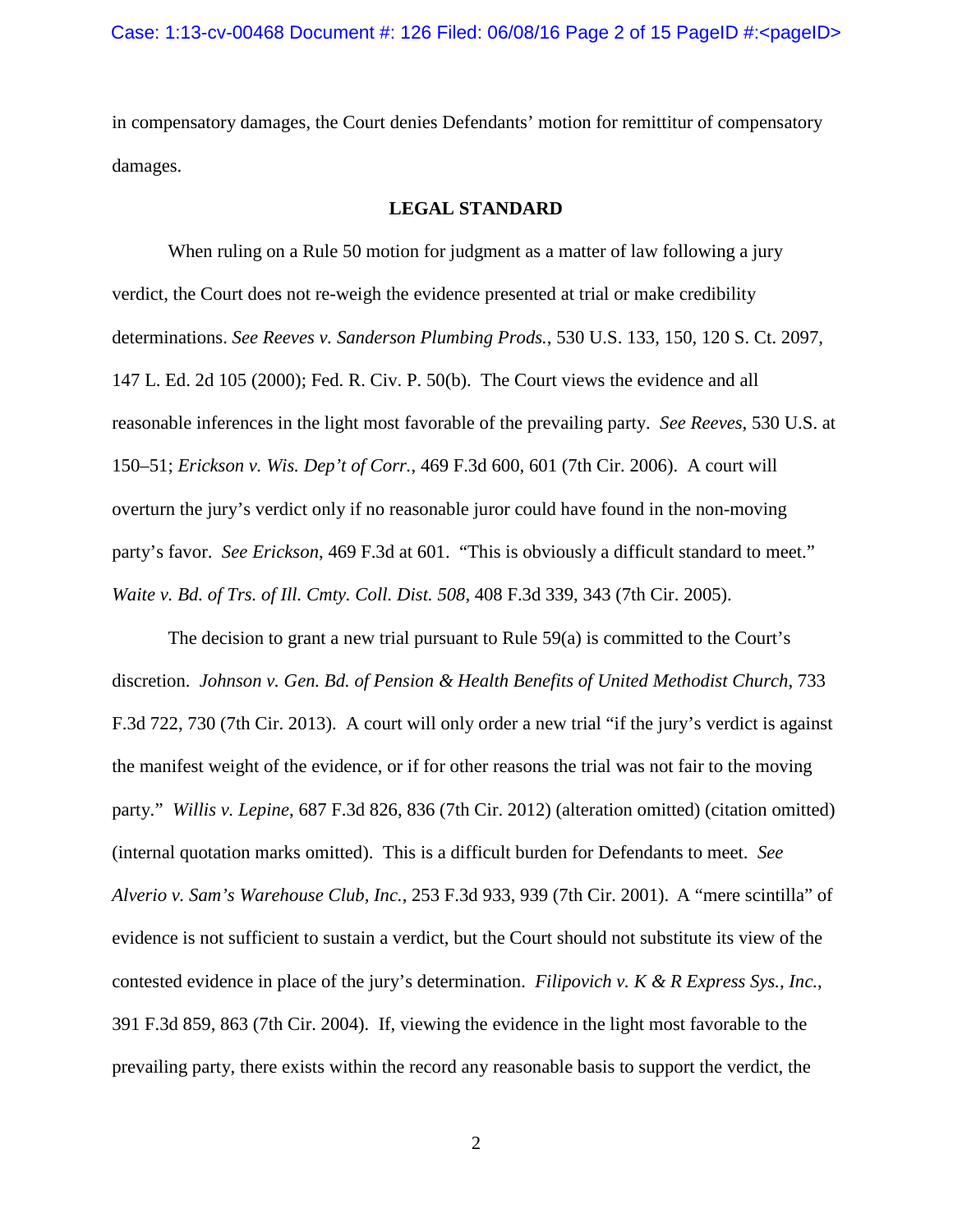in compensatory damages, the Court denies Defendants' motion for remittitur of compensatory damages.

## LEGAL STANDARD

When ruling on a Rule 50 motion for judgment as a matter of law following a jury verdict, the Court does not re-weigh the evidence presented at trial or make credibility determinations. *See Reeves v. Sanderson Plumbing Prods.*, 530 U.S. 133, 150, 120 S. Ct. 2097, 147 L. Ed. 2d 105 (2000); Fed. R. Civ. P. 50(b). The Court views the evidence and all reasonable inferences in the light most favorable of the prevailing party. *See Reeves*, 530 U.S. at 150–51; *Erickson v. Wis. Dep't of Corr.*, 469 F.3d 600, 601 (7th Cir. 2006). A court will overturn the jury's verdict only if no reasonable juror could have found in the non-moving party's favor. *See Erickson*, 469 F.3d at 601. "This is obviously a difficult standard to meet." *Waite v. Bd. of Trs. of Ill. Cmty. Coll. Dist. 508*, 408 F.3d 339, 343 (7th Cir. 2005).

The decision to grant a new trial pursuant to Rule 59(a) is committed to the Court's discretion. *Johnson v. Gen. Bd. of Pension & Health Benefits of United Methodist Church*, 733 F.3d 722, 730 (7th Cir. 2013). A court will only order a new trial "if the jury's verdict is against the manifest weight of the evidence, or if for other reasons the trial was not fair to the moving party." *Willis v. Lepine*, 687 F.3d 826, 836 (7th Cir. 2012) (alteration omitted) (citation omitted) (internal quotation marks omitted). This is a difficult burden for Defendants to meet. *See Alverio v. Sam's Warehouse Club, Inc.*, 253 F.3d 933, 939 (7th Cir. 2001). A "mere scintilla" of evidence is not sufficient to sustain a verdict, but the Court should not substitute its view of the contested evidence in place of the jury's determination. *Filipovich v. K & R Express Sys., Inc.*, 391 F.3d 859, 863 (7th Cir. 2004). If, viewing the evidence in the light most favorable to the prevailing party, there exists within the record any reasonable basis to support the verdict, the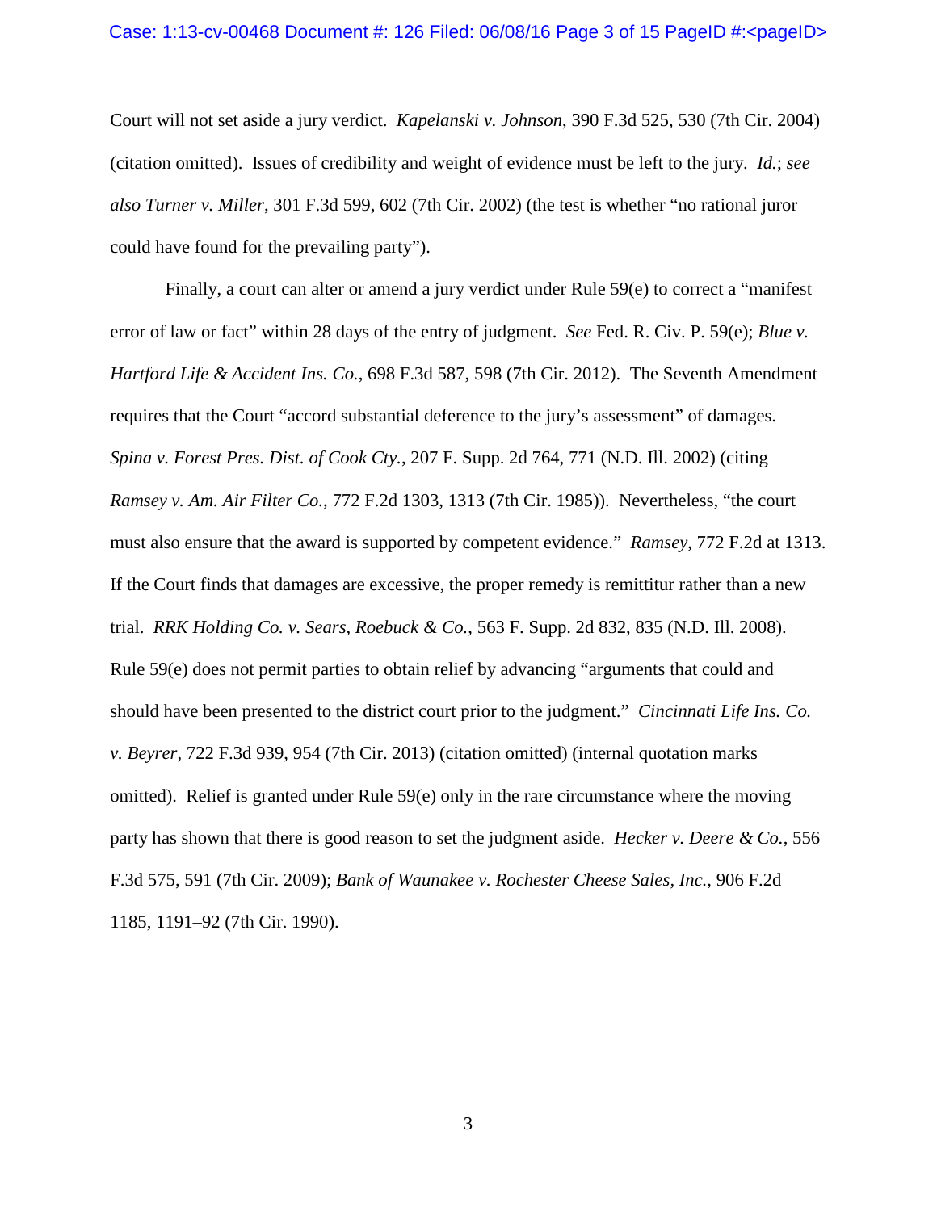Court will not set aside a jury verdict. *Kapelanski v. Johnson*, 390 F.3d 525, 530 (7th Cir. 2004) (citation omitted). Issues of credibility and weight of evidence must be left to the jury. *Id.*; *see also Turner v. Miller*, 301 F.3d 599, 602 (7th Cir. 2002) (the test is whether "no rational juror could have found for the prevailing party").

Finally, a court can alter or amend a jury verdict under Rule 59(e) to correct a "manifest error of law or fact" within 28 days of the entry of judgment. *See* Fed. R. Civ. P. 59(e); *Blue v. Hartford Life & Accident Ins. Co.*, 698 F.3d 587, 598 (7th Cir. 2012). The Seventh Amendment requires that the Court "accord substantial deference to the jury's assessment" of damages. *Spina v. Forest Pres. Dist. of Cook Cty.*, 207 F. Supp. 2d 764, 771 (N.D. Ill. 2002) (citing *Ramsey v. Am. Air Filter Co.*, 772 F.2d 1303, 1313 (7th Cir. 1985)). Nevertheless, "the court must also ensure that the award is supported by competent evidence." *Ramsey*, 772 F.2d at 1313. If the Court finds that damages are excessive, the proper remedy is remittitur rather than a new trial. *RRK Holding Co. v. Sears, Roebuck & Co.*, 563 F. Supp. 2d 832, 835 (N.D. Ill. 2008). Rule 59(e) does not permit parties to obtain relief by advancing "arguments that could and should have been presented to the district court prior to the judgment." *Cincinnati Life Ins. Co. v. Beyrer*, 722 F.3d 939, 954 (7th Cir. 2013) (citation omitted) (internal quotation marks omitted). Relief is granted under Rule 59(e) only in the rare circumstance where the moving party has shown that there is good reason to set the judgment aside. *Hecker v. Deere & Co.*, 556 F.3d 575, 591 (7th Cir. 2009); *Bank of Waunakee v. Rochester Cheese Sales, Inc.*, 906 F.2d 1185, 1191–92 (7th Cir. 1990).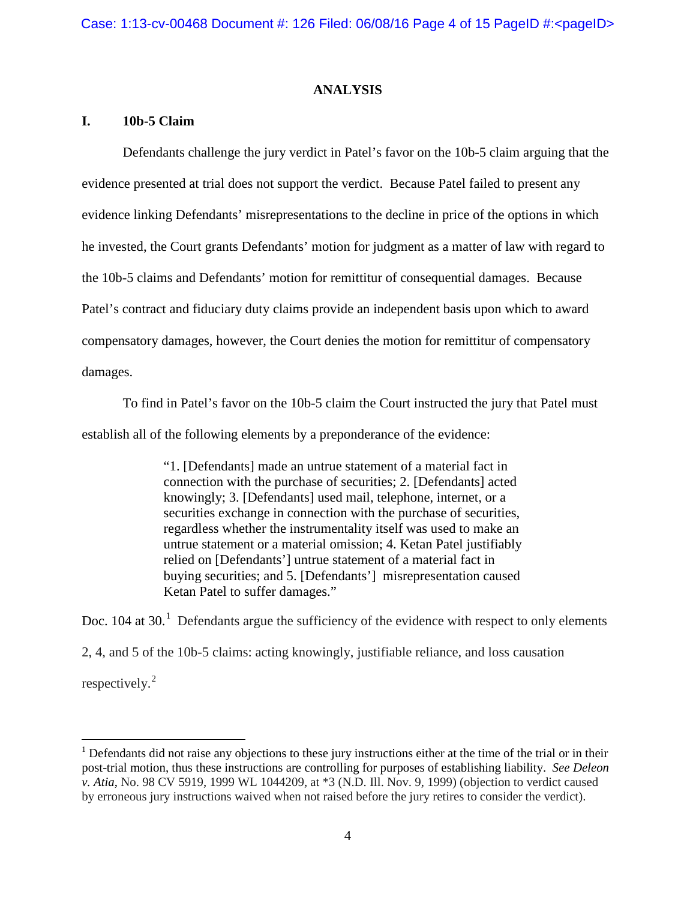## ANALYSIS

### I. 10b-5 Claim

Defendants challenge the jury verdict in Patel's favor on the 10b-5 claim arguing that the evidence presented at trial does not support the verdict. Because Patel failed to present any evidence linking Defendants' misrepresentations to the decline in price of the options in which he invested, the Court grants Defendants' motion for judgment as a matter of law with regard to the 10b-5 claims and Defendants' motion for remittitur of consequential damages. Because Patel's contract and fiduciary duty claims provide an independent basis upon which to award compensatory damages, however, the Court denies the motion for remittitur of compensatory damages.

To find in Patel's favor on the 10b-5 claim the Court instructed the jury that Patel must establish all of the following elements by a preponderance of the evidence:

> "1. [Defendants] made an untrue statement of a material fact in connection with the purchase of securities; 2. [Defendants] acted knowingly; 3. [Defendants] used mail, telephone, internet, or a securities exchange in connection with the purchase of securities, regardless whether the instrumentality itself was used to make an untrue statement or a material omission; 4. Ketan Patel justifiably relied on [Defendants'] untrue statement of a material fact in buying securities; and 5. [Defendants'] misrepresentation caused Ketan Patel to suffer damages."

Doc. 104 at 30.[1] Defendants argue the sufficiency of the evidence with respect to only elements 2, 4, and 5 of the 10b-5 claims: acting knowingly, justifiable reliance, and loss causation respectively.[2]

---

[1] Defendants did not raise any objections to these jury instructions either at the time of the trial or in their post-trial motion, thus these instructions are controlling for purposes of establishing liability. *See Deleon v. Atia*, No. 98 CV 5919, 1999 WL 1044209, at *3 (N.D. Ill. Nov. 9, 1999) (objection to verdict caused by erroneous jury instructions waived when not raised before the jury retires to consider the verdict).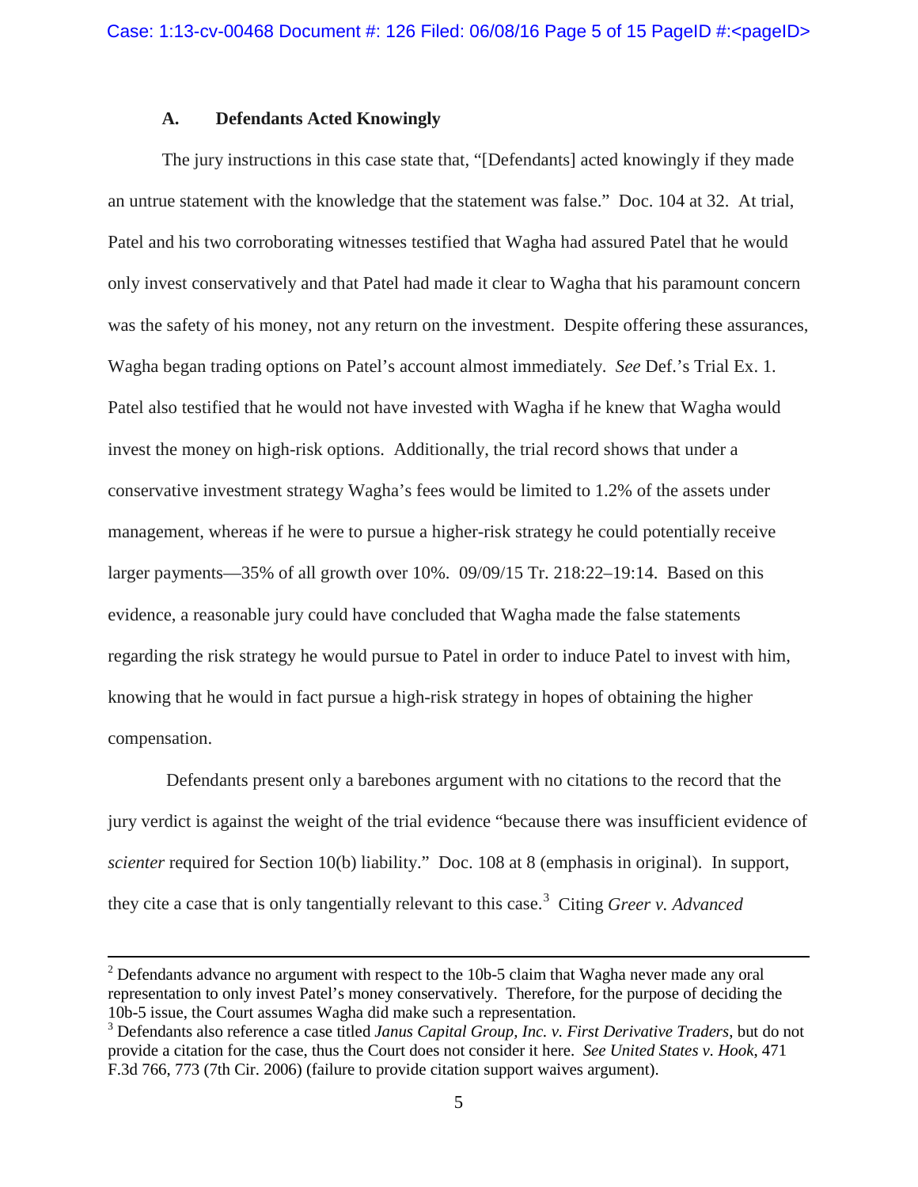### A. Defendants Acted Knowingly

The jury instructions in this case state that, "[Defendants] acted knowingly if they made an untrue statement with the knowledge that the statement was false." Doc. 104 at 32. At trial, Patel and his two corroborating witnesses testified that Wagha had assured Patel that he would only invest conservatively and that Patel had made it clear to Wagha that his paramount concern was the safety of his money, not any return on the investment. Despite offering these assurances, Wagha began trading options on Patel's account almost immediately. *See* Def.'s Trial Ex. 1. Patel also testified that he would not have invested with Wagha if he knew that Wagha would invest the money on high-risk options. Additionally, the trial record shows that under a conservative investment strategy Wagha's fees would be limited to 1.2% of the assets under management, whereas if he were to pursue a higher-risk strategy he could potentially receive larger payments—35% of all growth over 10%. 09/09/15 Tr. 218:22–19:14. Based on this evidence, a reasonable jury could have concluded that Wagha made the false statements regarding the risk strategy he would pursue to Patel in order to induce Patel to invest with him, knowing that he would in fact pursue a high-risk strategy in hopes of obtaining the higher compensation.

Defendants present only a barebones argument with no citations to the record that the jury verdict is against the weight of the trial evidence "because there was insufficient evidence of *scienter* required for Section 10(b) liability." Doc. 108 at 8 (emphasis in original). In support, they cite a case that is only tangentially relevant to this case.[3] Citing *Greer v. Advanced*

---

[2] Defendants advance no argument with respect to the 10b-5 claim that Wagha never made any oral representation to only invest Patel's money conservatively. Therefore, for the purpose of deciding the 10b-5 issue, the Court assumes Wagha did make such a representation.

[3] Defendants also reference a case titled *Janus Capital Group, Inc. v. First Derivative Traders*, but do not provide a citation for the case, thus the Court does not consider it here. *See United States v. Hook*, 471 F.3d 766, 773 (7th Cir. 2006) (failure to provide citation support waives argument).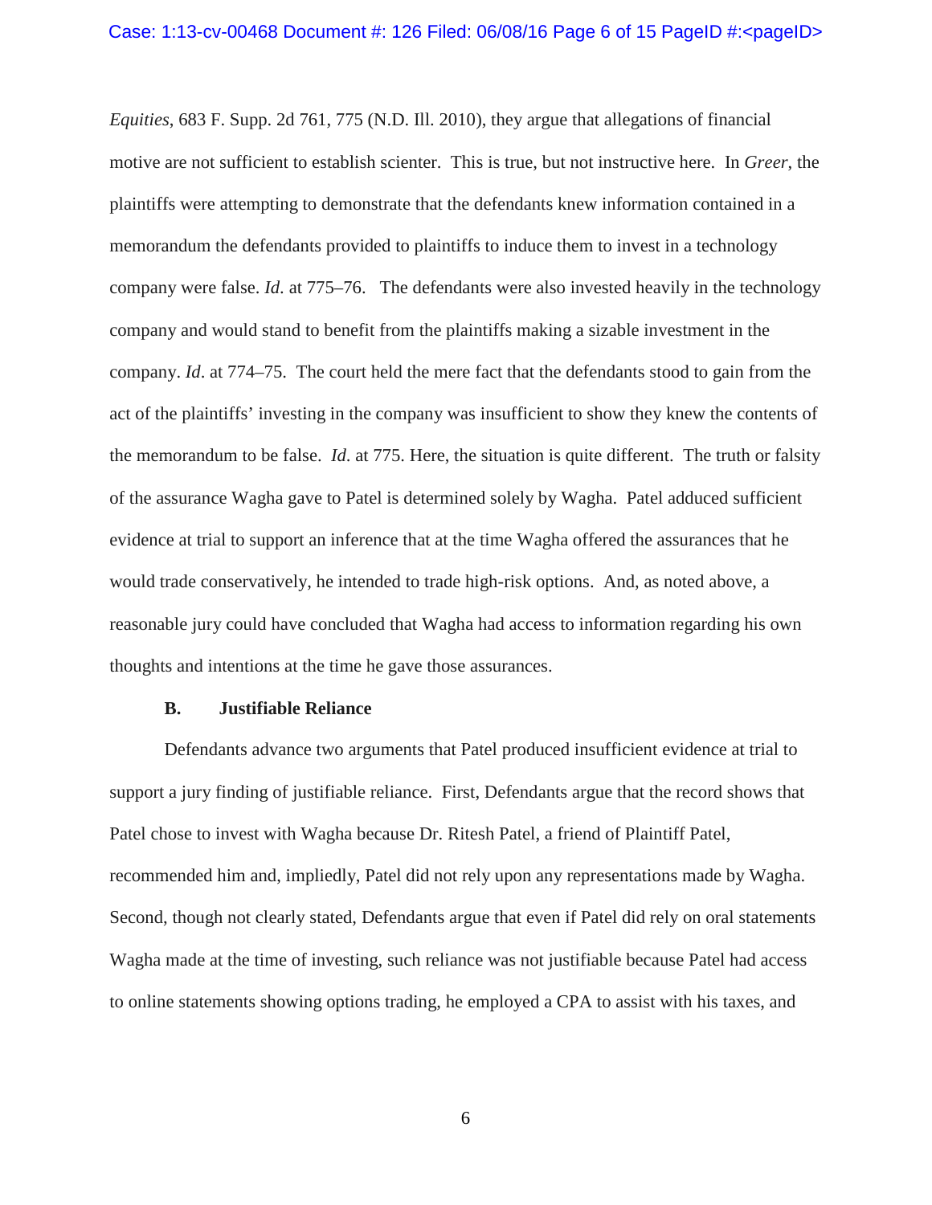*Equities*, 683 F. Supp. 2d 761, 775 (N.D. Ill. 2010), they argue that allegations of financial motive are not sufficient to establish scienter. This is true, but not instructive here. In *Greer*, the plaintiffs were attempting to demonstrate that the defendants knew information contained in a memorandum the defendants provided to plaintiffs to induce them to invest in a technology company were false. *Id*. at 775–76. The defendants were also invested heavily in the technology company and would stand to benefit from the plaintiffs making a sizable investment in the company. *Id*. at 774–75. The court held the mere fact that the defendants stood to gain from the act of the plaintiffs' investing in the company was insufficient to show they knew the contents of the memorandum to be false. *Id*. at 775. Here, the situation is quite different. The truth or falsity of the assurance Wagha gave to Patel is determined solely by Wagha. Patel adduced sufficient evidence at trial to support an inference that at the time Wagha offered the assurances that he would trade conservatively, he intended to trade high-risk options. And, as noted above, a reasonable jury could have concluded that Wagha had access to information regarding his own thoughts and intentions at the time he gave those assurances.

### B. Justifiable Reliance

Defendants advance two arguments that Patel produced insufficient evidence at trial to support a jury finding of justifiable reliance. First, Defendants argue that the record shows that Patel chose to invest with Wagha because Dr. Ritesh Patel, a friend of Plaintiff Patel, recommended him and, impliedly, Patel did not rely upon any representations made by Wagha. Second, though not clearly stated, Defendants argue that even if Patel did rely on oral statements Wagha made at the time of investing, such reliance was not justifiable because Patel had access to online statements showing options trading, he employed a CPA to assist with his taxes, and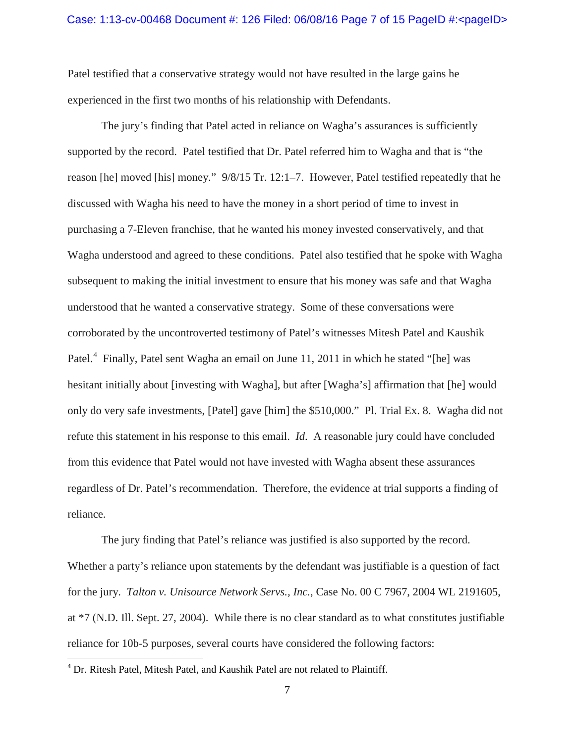Patel testified that a conservative strategy would not have resulted in the large gains he experienced in the first two months of his relationship with Defendants.

The jury's finding that Patel acted in reliance on Wagha's assurances is sufficiently supported by the record. Patel testified that Dr. Patel referred him to Wagha and that is "the reason [he] moved [his] money." 9/8/15 Tr. 12:1–7. However, Patel testified repeatedly that he discussed with Wagha his need to have the money in a short period of time to invest in purchasing a 7-Eleven franchise, that he wanted his money invested conservatively, and that Wagha understood and agreed to these conditions. Patel also testified that he spoke with Wagha subsequent to making the initial investment to ensure that his money was safe and that Wagha understood that he wanted a conservative strategy. Some of these conversations were corroborated by the uncontroverted testimony of Patel's witnesses Mitesh Patel and Kaushik Patel.[4] Finally, Patel sent Wagha an email on June 11, 2011 in which he stated "[he] was hesitant initially about [investing with Wagha], but after [Wagha's] affirmation that [he] would only do very safe investments, [Patel] gave [him] the $510,000." Pl. Trial Ex. 8. Wagha did not refute this statement in his response to this email. *Id*. A reasonable jury could have concluded from this evidence that Patel would not have invested with Wagha absent these assurances regardless of Dr. Patel's recommendation. Therefore, the evidence at trial supports a finding of reliance.

The jury finding that Patel's reliance was justified is also supported by the record. Whether a party's reliance upon statements by the defendant was justifiable is a question of fact for the jury. *Talton v. Unisource Network Servs., Inc.*, Case No. 00 C 7967, 2004 WL 2191605, at *7 (N.D. Ill. Sept. 27, 2004). While there is no clear standard as to what constitutes justifiable reliance for 10b-5 purposes, several courts have considered the following factors:

[4] Dr. Ritesh Patel, Mitesh Patel, and Kaushik Patel are not related to Plaintiff.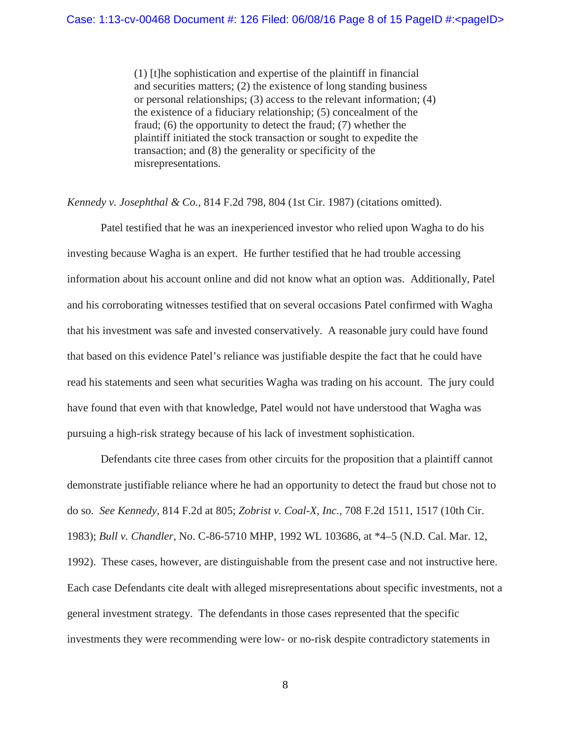> (1) [t]he sophistication and expertise of the plaintiff in financial and securities matters; (2) the existence of long standing business or personal relationships; (3) access to the relevant information; (4) the existence of a fiduciary relationship; (5) concealment of the fraud; (6) the opportunity to detect the fraud; (7) whether the plaintiff initiated the stock transaction or sought to expedite the transaction; and (8) the generality or specificity of the misrepresentations.

*Kennedy v. Josephthal & Co.*, 814 F.2d 798, 804 (1st Cir. 1987) (citations omitted).

Patel testified that he was an inexperienced investor who relied upon Wagha to do his investing because Wagha is an expert. He further testified that he had trouble accessing information about his account online and did not know what an option was. Additionally, Patel and his corroborating witnesses testified that on several occasions Patel confirmed with Wagha that his investment was safe and invested conservatively. A reasonable jury could have found that based on this evidence Patel's reliance was justifiable despite the fact that he could have read his statements and seen what securities Wagha was trading on his account. The jury could have found that even with that knowledge, Patel would not have understood that Wagha was pursuing a high-risk strategy because of his lack of investment sophistication.

Defendants cite three cases from other circuits for the proposition that a plaintiff cannot demonstrate justifiable reliance where he had an opportunity to detect the fraud but chose not to do so. *See Kennedy*, 814 F.2d at 805; *Zobrist v. Coal-X, Inc.*, 708 F.2d 1511, 1517 (10th Cir. 1983); *Bull v. Chandler*, No. C-86-5710 MHP, 1992 WL 103686, at *4–5 (N.D. Cal. Mar. 12, 1992). These cases, however, are distinguishable from the present case and not instructive here. Each case Defendants cite dealt with alleged misrepresentations about specific investments, not a general investment strategy. The defendants in those cases represented that the specific investments they were recommending were low- or no-risk despite contradictory statements in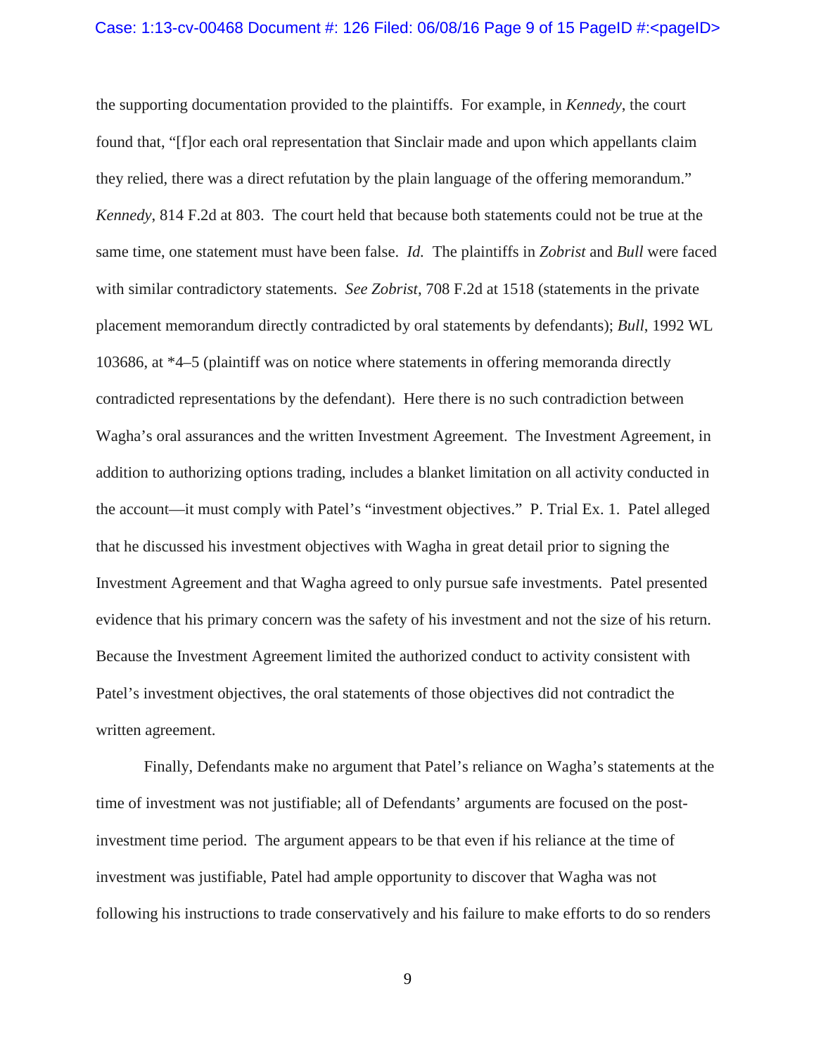the supporting documentation provided to the plaintiffs. For example, in *Kennedy*, the court found that, "[f]or each oral representation that Sinclair made and upon which appellants claim they relied, there was a direct refutation by the plain language of the offering memorandum." *Kennedy*, 814 F.2d at 803. The court held that because both statements could not be true at the same time, one statement must have been false. *Id.* The plaintiffs in *Zobrist* and *Bull* were faced with similar contradictory statements. *See Zobrist*, 708 F.2d at 1518 (statements in the private placement memorandum directly contradicted by oral statements by defendants); *Bull*, 1992 WL 103686, at *4–5 (plaintiff was on notice where statements in offering memoranda directly contradicted representations by the defendant). Here there is no such contradiction between Wagha's oral assurances and the written Investment Agreement. The Investment Agreement, in addition to authorizing options trading, includes a blanket limitation on all activity conducted in the account—it must comply with Patel's "investment objectives." P. Trial Ex. 1. Patel alleged that he discussed his investment objectives with Wagha in great detail prior to signing the Investment Agreement and that Wagha agreed to only pursue safe investments. Patel presented evidence that his primary concern was the safety of his investment and not the size of his return. Because the Investment Agreement limited the authorized conduct to activity consistent with Patel's investment objectives, the oral statements of those objectives did not contradict the written agreement.

Finally, Defendants make no argument that Patel's reliance on Wagha's statements at the time of investment was not justifiable; all of Defendants' arguments are focused on the post-investment time period. The argument appears to be that even if his reliance at the time of investment was justifiable, Patel had ample opportunity to discover that Wagha was not following his instructions to trade conservatively and his failure to make efforts to do so renders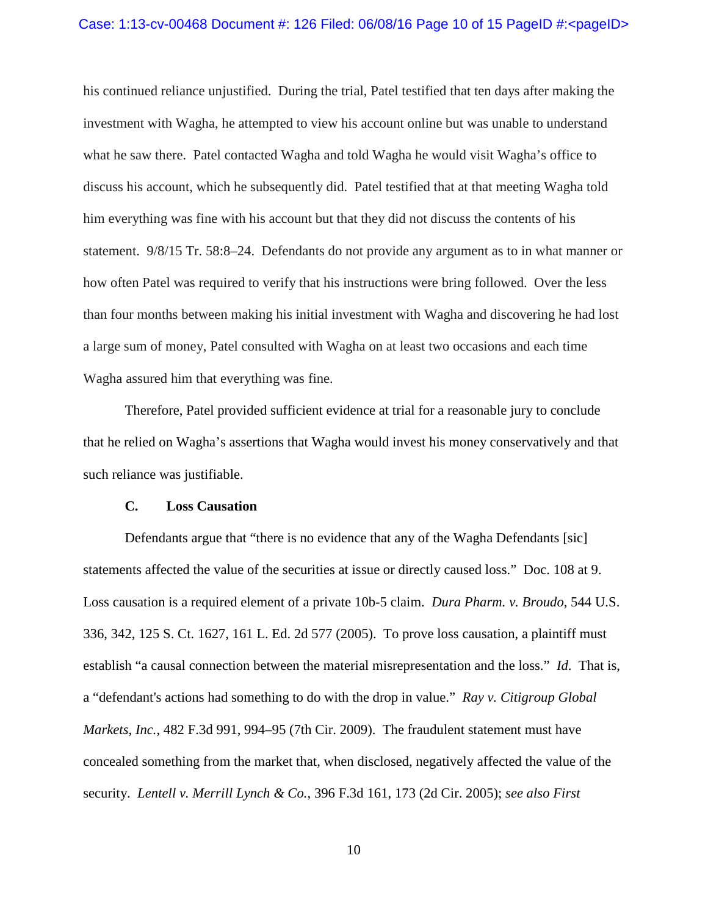his continued reliance unjustified. During the trial, Patel testified that ten days after making the investment with Wagha, he attempted to view his account online but was unable to understand what he saw there. Patel contacted Wagha and told Wagha he would visit Wagha's office to discuss his account, which he subsequently did. Patel testified that at that meeting Wagha told him everything was fine with his account but that they did not discuss the contents of his statement. 9/8/15 Tr. 58:8–24. Defendants do not provide any argument as to in what manner or how often Patel was required to verify that his instructions were bring followed. Over the less than four months between making his initial investment with Wagha and discovering he had lost a large sum of money, Patel consulted with Wagha on at least two occasions and each time Wagha assured him that everything was fine.

Therefore, Patel provided sufficient evidence at trial for a reasonable jury to conclude that he relied on Wagha's assertions that Wagha would invest his money conservatively and that such reliance was justifiable.

### C. Loss Causation

Defendants argue that "there is no evidence that any of the Wagha Defendants [sic] statements affected the value of the securities at issue or directly caused loss." Doc. 108 at 9. Loss causation is a required element of a private 10b-5 claim. *Dura Pharm. v. Broudo*, 544 U.S. 336, 342, 125 S. Ct. 1627, 161 L. Ed. 2d 577 (2005). To prove loss causation, a plaintiff must establish "a causal connection between the material misrepresentation and the loss." *Id*. That is, a "defendant's actions had something to do with the drop in value." *Ray v. Citigroup Global Markets, Inc.*, 482 F.3d 991, 994–95 (7th Cir. 2009). The fraudulent statement must have concealed something from the market that, when disclosed, negatively affected the value of the security. *Lentell v. Merrill Lynch & Co.*, 396 F.3d 161, 173 (2d Cir. 2005); *see also First*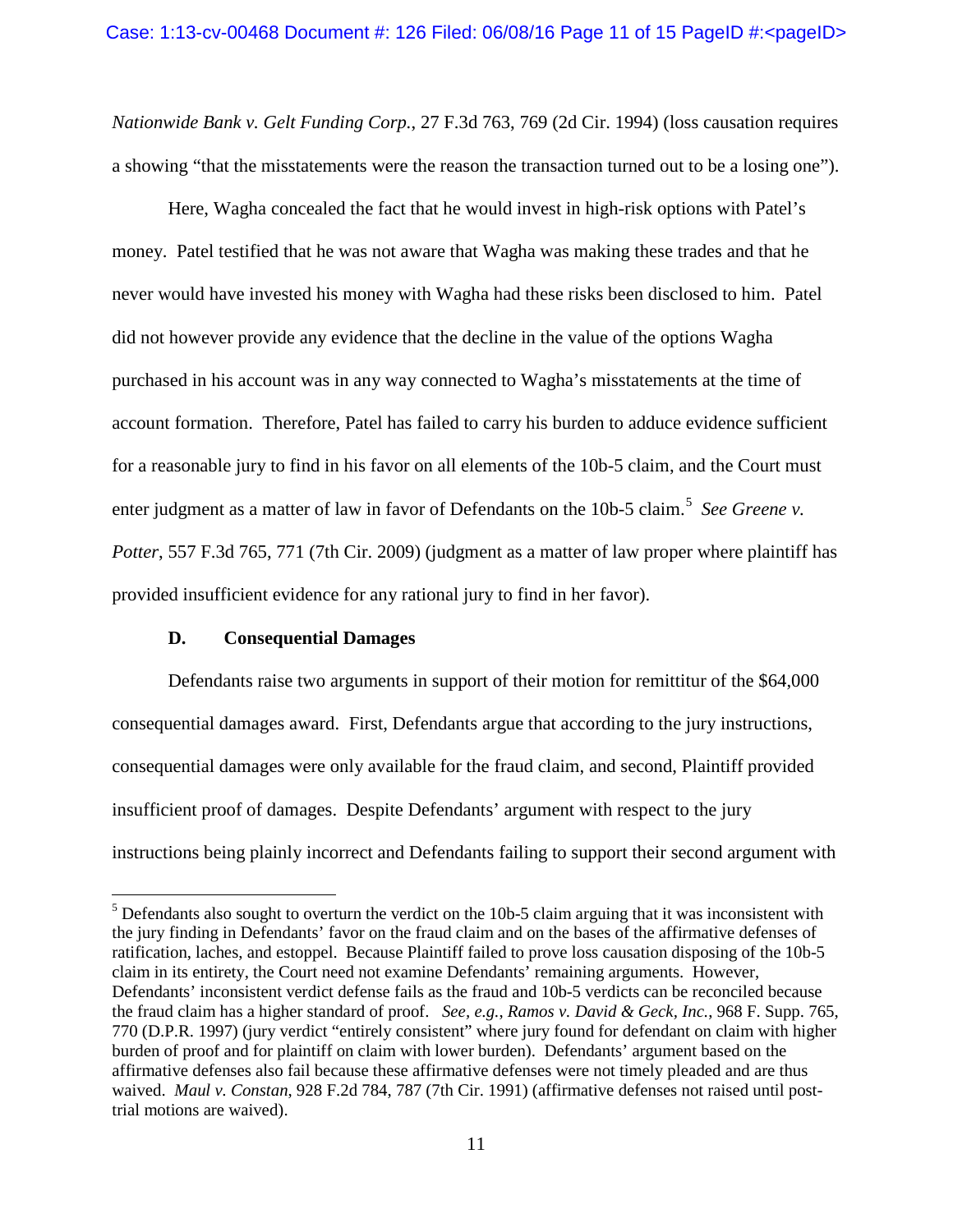*Nationwide Bank v. Gelt Funding Corp.*, 27 F.3d 763, 769 (2d Cir. 1994) (loss causation requires a showing "that the misstatements were the reason the transaction turned out to be a losing one").

Here, Wagha concealed the fact that he would invest in high-risk options with Patel's money. Patel testified that he was not aware that Wagha was making these trades and that he never would have invested his money with Wagha had these risks been disclosed to him. Patel did not however provide any evidence that the decline in the value of the options Wagha purchased in his account was in any way connected to Wagha's misstatements at the time of account formation. Therefore, Patel has failed to carry his burden to adduce evidence sufficient for a reasonable jury to find in his favor on all elements of the 10b-5 claim, and the Court must enter judgment as a matter of law in favor of Defendants on the 10b-5 claim.[5] *See Greene v. Potter*, 557 F.3d 765, 771 (7th Cir. 2009) (judgment as a matter of law proper where plaintiff has provided insufficient evidence for any rational jury to find in her favor).

### D. Consequential Damages

Defendants raise two arguments in support of their motion for remittitur of the $64,000 consequential damages award. First, Defendants argue that according to the jury instructions, consequential damages were only available for the fraud claim, and second, Plaintiff provided insufficient proof of damages. Despite Defendants' argument with respect to the jury instructions being plainly incorrect and Defendants failing to support their second argument with

---

[5] Defendants also sought to overturn the verdict on the 10b-5 claim arguing that it was inconsistent with the jury finding in Defendants' favor on the fraud claim and on the bases of the affirmative defenses of ratification, laches, and estoppel. Because Plaintiff failed to prove loss causation disposing of the 10b-5 claim in its entirety, the Court need not examine Defendants' remaining arguments. However, Defendants' inconsistent verdict defense fails as the fraud and 10b-5 verdicts can be reconciled because the fraud claim has a higher standard of proof. *See, e.g.*, *Ramos v. David & Geck, Inc.*, 968 F. Supp. 765, 770 (D.P.R. 1997) (jury verdict "entirely consistent" where jury found for defendant on claim with higher burden of proof and for plaintiff on claim with lower burden). Defendants' argument based on the affirmative defenses also fail because these affirmative defenses were not timely pleaded and are thus waived. *Maul v. Constan*, 928 F.2d 784, 787 (7th Cir. 1991) (affirmative defenses not raised until post-trial motions are waived).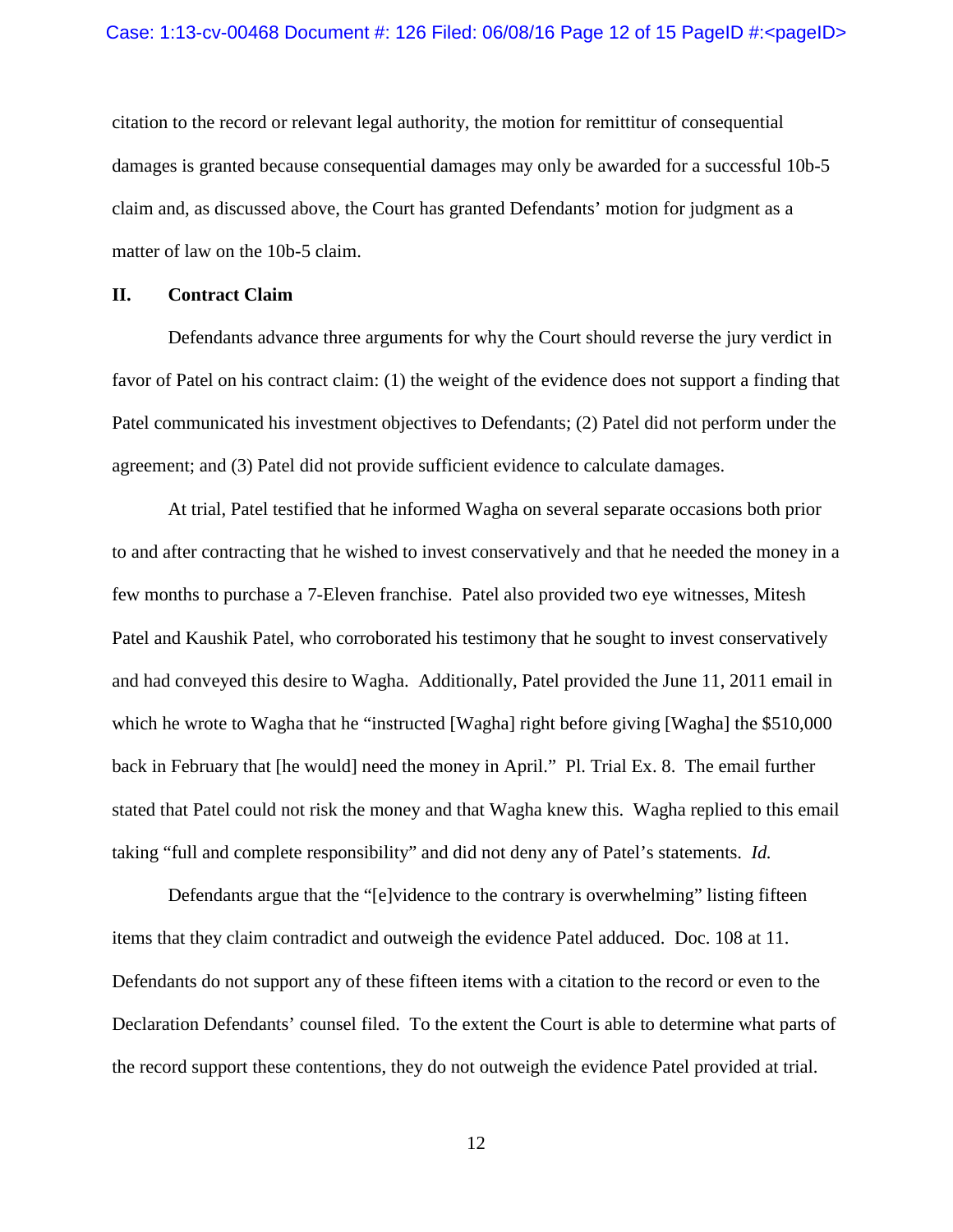citation to the record or relevant legal authority, the motion for remittitur of consequential damages is granted because consequential damages may only be awarded for a successful 10b-5 claim and, as discussed above, the Court has granted Defendants' motion for judgment as a matter of law on the 10b-5 claim.

## II. Contract Claim

Defendants advance three arguments for why the Court should reverse the jury verdict in favor of Patel on his contract claim: (1) the weight of the evidence does not support a finding that Patel communicated his investment objectives to Defendants; (2) Patel did not perform under the agreement; and (3) Patel did not provide sufficient evidence to calculate damages.

At trial, Patel testified that he informed Wagha on several separate occasions both prior to and after contracting that he wished to invest conservatively and that he needed the money in a few months to purchase a 7-Eleven franchise. Patel also provided two eye witnesses, Mitesh Patel and Kaushik Patel, who corroborated his testimony that he sought to invest conservatively and had conveyed this desire to Wagha. Additionally, Patel provided the June 11, 2011 email in which he wrote to Wagha that he "instructed [Wagha] right before giving [Wagha] the $510,000 back in February that [he would] need the money in April." Pl. Trial Ex. 8. The email further stated that Patel could not risk the money and that Wagha knew this. Wagha replied to this email taking "full and complete responsibility" and did not deny any of Patel's statements. *Id.*

Defendants argue that the "[e]vidence to the contrary is overwhelming" listing fifteen items that they claim contradict and outweigh the evidence Patel adduced. Doc. 108 at 11. Defendants do not support any of these fifteen items with a citation to the record or even to the Declaration Defendants' counsel filed. To the extent the Court is able to determine what parts of the record support these contentions, they do not outweigh the evidence Patel provided at trial.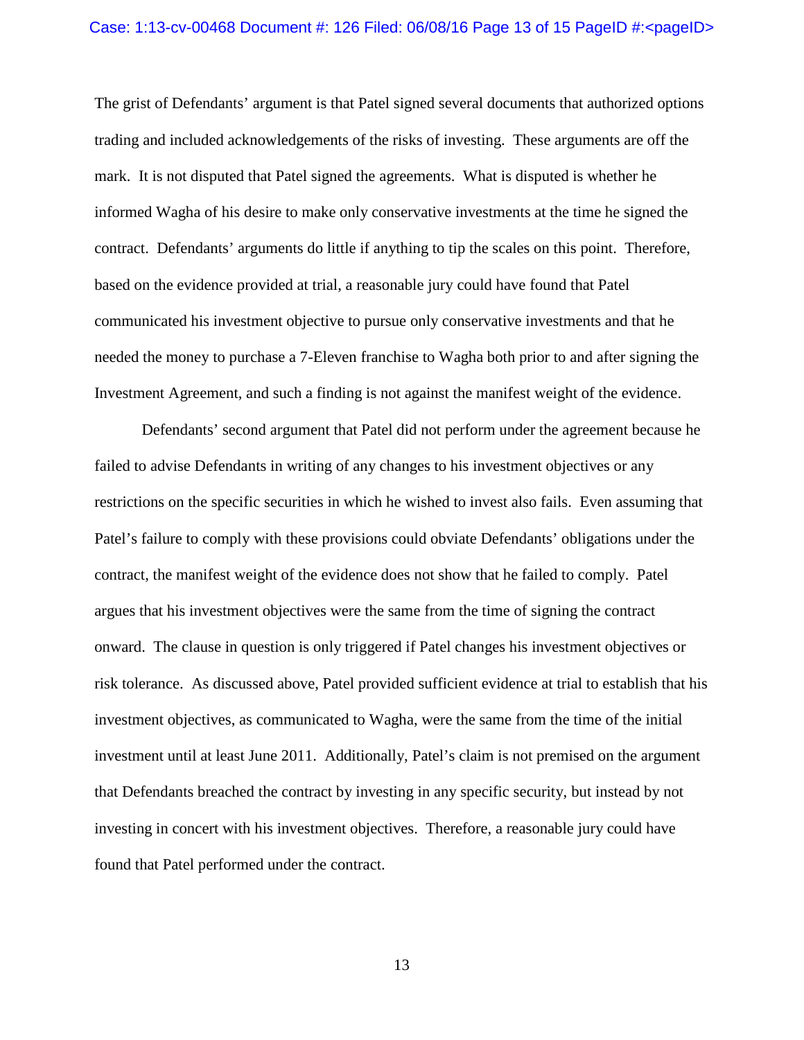The grist of Defendants' argument is that Patel signed several documents that authorized options trading and included acknowledgements of the risks of investing. These arguments are off the mark. It is not disputed that Patel signed the agreements. What is disputed is whether he informed Wagha of his desire to make only conservative investments at the time he signed the contract. Defendants' arguments do little if anything to tip the scales on this point. Therefore, based on the evidence provided at trial, a reasonable jury could have found that Patel communicated his investment objective to pursue only conservative investments and that he needed the money to purchase a 7-Eleven franchise to Wagha both prior to and after signing the Investment Agreement, and such a finding is not against the manifest weight of the evidence.

Defendants' second argument that Patel did not perform under the agreement because he failed to advise Defendants in writing of any changes to his investment objectives or any restrictions on the specific securities in which he wished to invest also fails. Even assuming that Patel's failure to comply with these provisions could obviate Defendants' obligations under the contract, the manifest weight of the evidence does not show that he failed to comply. Patel argues that his investment objectives were the same from the time of signing the contract onward. The clause in question is only triggered if Patel changes his investment objectives or risk tolerance. As discussed above, Patel provided sufficient evidence at trial to establish that his investment objectives, as communicated to Wagha, were the same from the time of the initial investment until at least June 2011. Additionally, Patel's claim is not premised on the argument that Defendants breached the contract by investing in any specific security, but instead by not investing in concert with his investment objectives. Therefore, a reasonable jury could have found that Patel performed under the contract.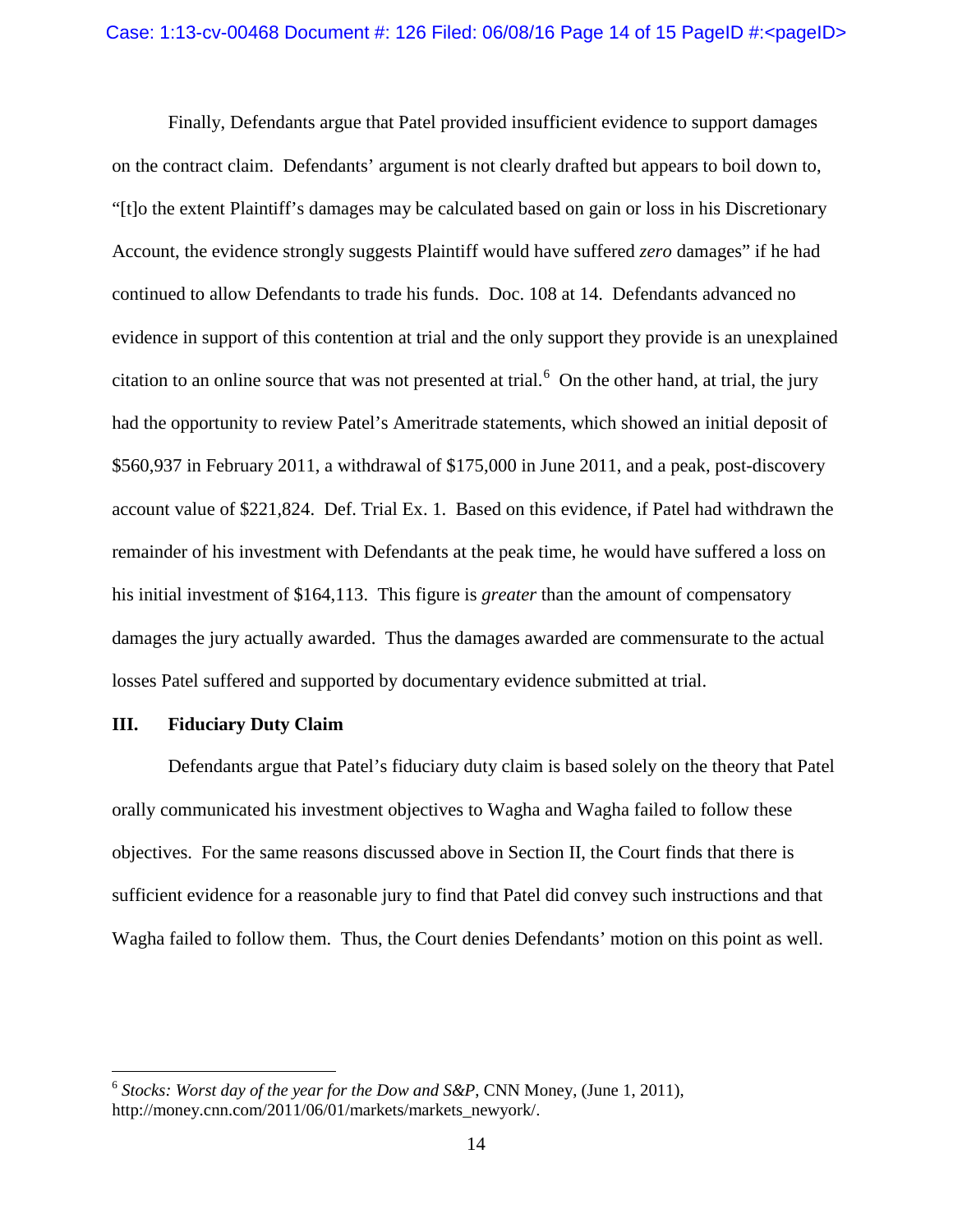Finally, Defendants argue that Patel provided insufficient evidence to support damages on the contract claim. Defendants' argument is not clearly drafted but appears to boil down to, "[t]o the extent Plaintiff's damages may be calculated based on gain or loss in his Discretionary Account, the evidence strongly suggests Plaintiff would have suffered *zero* damages" if he had continued to allow Defendants to trade his funds. Doc. 108 at 14. Defendants advanced no evidence in support of this contention at trial and the only support they provide is an unexplained citation to an online source that was not presented at trial.[6] On the other hand, at trial, the jury had the opportunity to review Patel's Ameritrade statements, which showed an initial deposit of $560,937 in February 2011, a withdrawal of $175,000 in June 2011, and a peak, post-discovery account value of $221,824. Def. Trial Ex. 1. Based on this evidence, if Patel had withdrawn the remainder of his investment with Defendants at the peak time, he would have suffered a loss on his initial investment of $164,113. This figure is *greater* than the amount of compensatory damages the jury actually awarded. Thus the damages awarded are commensurate to the actual losses Patel suffered and supported by documentary evidence submitted at trial.

## III. Fiduciary Duty Claim

Defendants argue that Patel's fiduciary duty claim is based solely on the theory that Patel orally communicated his investment objectives to Wagha and Wagha failed to follow these objectives. For the same reasons discussed above in Section II, the Court finds that there is sufficient evidence for a reasonable jury to find that Patel did convey such instructions and that Wagha failed to follow them. Thus, the Court denies Defendants' motion on this point as well.

---

[6] *Stocks: Worst day of the year for the Dow and S&P*, CNN Money, (June 1, 2011), http://money.cnn.com/2011/06/01/markets/markets_newyork/.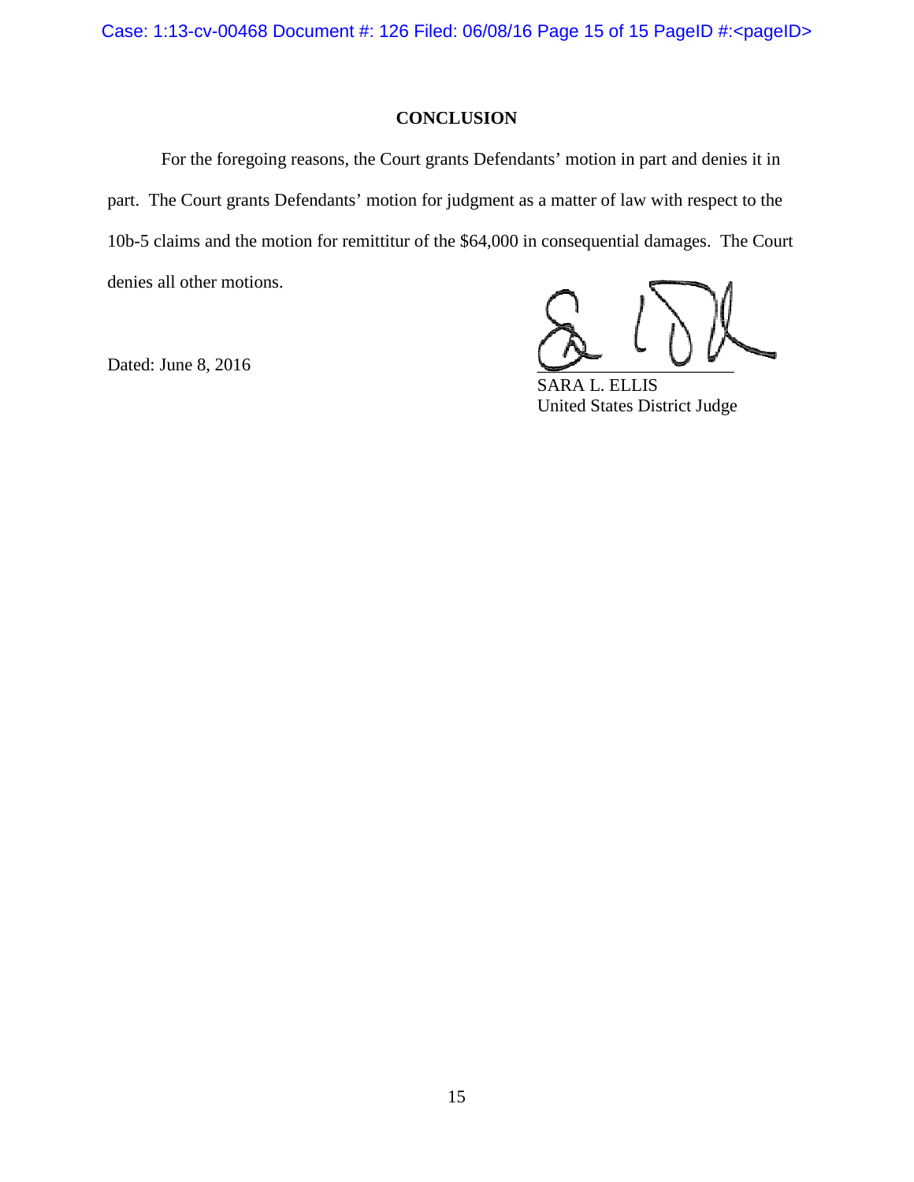## CONCLUSION

For the foregoing reasons, the Court grants Defendants' motion in part and denies it in part. The Court grants Defendants' motion for judgment as a matter of law with respect to the 10b-5 claims and the motion for remittitur of the $64,000 in consequential damages. The Court denies all other motions.

Dated: June 8, 2016

SARA L. ELLIS
United States District Judge